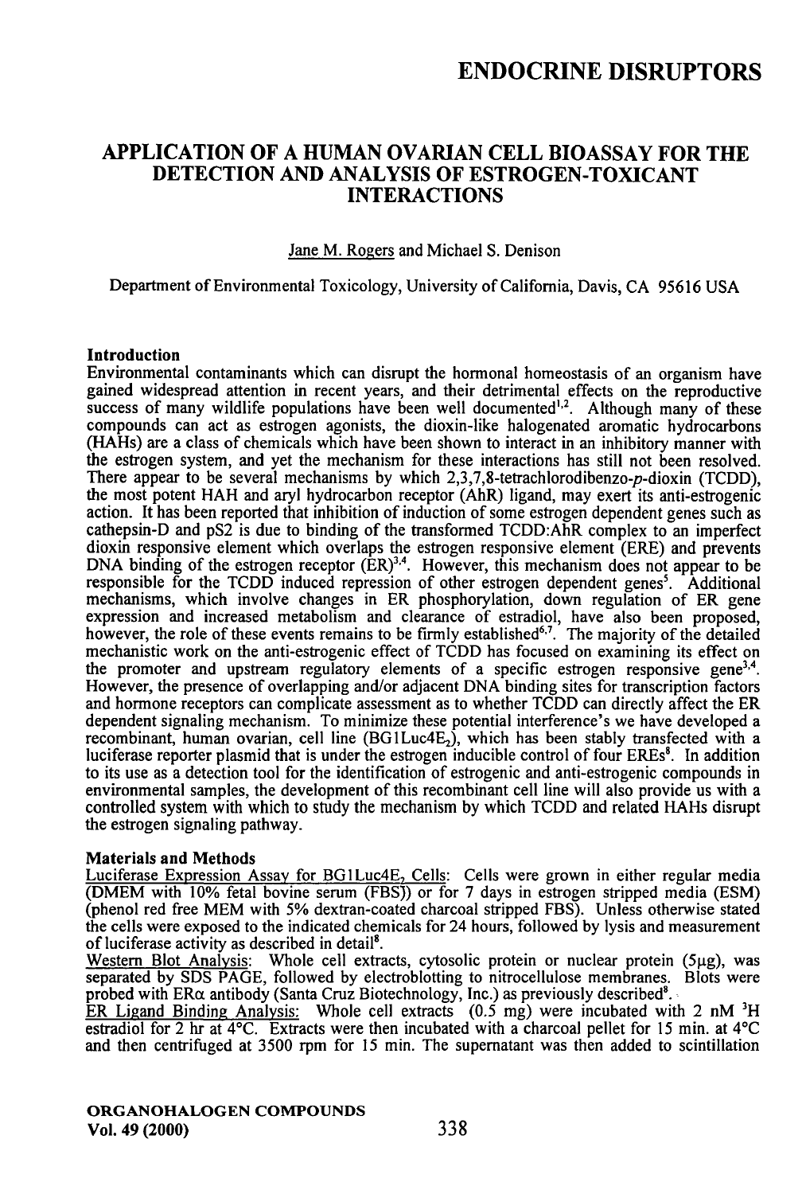# ENDOCRINE DISRUPTORS

## APPLICATION OF A HUMAN OVARIAN CELL BIOASSAY FOR THE DETECTION AND ANALYSIS OF ESTROGEN-TOXICANT INTERACTIONS

Jane M. Rogers and Michael S. Denison

Department of Environmental Toxicology, University of California, Davis, CA 95616 USA

### Introduction

Environmental contaminants which can disrupt the hormonal homeostasis of an organism have gained widespread attention in recent years, and their detrimental effects on the reproductive success of many wildlife populations have been well documented[1,2]. Although many of these compounds can act as estrogen agonists, the dioxin-like halogenated aromatic hydrocarbons (HAHs) are a class of chemicals which have been shown to interact in an inhibitory manner with the estrogen system, and yet the mechanism for these interactions has still not been resolved. There appear to be several mechanisms by which 2,3,7,8-tetrachlorodibenzo-*p*-dioxin (TCDD), the most potent HAH and aryl hydrocarbon receptor (AhR) ligand, may exert its anti-estrogenic action. It has been reported that inhibition of induction of some estrogen dependent genes such as cathepsin-D and pS2 is due to binding of the transformed TCDD:AhR complex to an imperfect dioxin responsive element which overlaps the estrogen responsive element (ERE) and prevents DNA binding of the estrogen receptor (ER)[3,4]. However, this mechanism does not appear to be responsible for the TCDD induced repression of other estrogen dependent genes[5]. Additional mechanisms, which involve changes in ER phosphorylation, down regulation of ER gene expression and increased metabolism and clearance of estradiol, have also been proposed, however, the role of these events remains to be firmly established[6,7]. The majority of the detailed mechanistic work on the anti-estrogenic effect of TCDD has focused on examining its effect on the promoter and upstream regulatory elements of a specific estrogen responsive gene[3,4]. However, the presence of overlapping and/or adjacent DNA binding sites for transcription factors and hormone receptors can complicate assessment as to whether TCDD can directly affect the ER dependent signaling mechanism. To minimize these potential interference's we have developed a recombinant, human ovarian, cell line (BG1Luc4E$_2$), which has been stably transfected with a luciferase reporter plasmid that is under the estrogen inducible control of four EREs[8]. In addition to its use as a detection tool for the identification of estrogenic and anti-estrogenic compounds in environmental samples, the development of this recombinant cell line will also provide us with a controlled system with which to study the mechanism by which TCDD and related HAHs disrupt the estrogen signaling pathway.

### Materials and Methods

Luciferase Expression Assay for BG1Luc4E$_2$ Cells: Cells were grown in either regular media (DMEM with 10% fetal bovine serum (FBS)) or for 7 days in estrogen stripped media (ESM) (phenol red free MEM with 5% dextran-coated charcoal stripped FBS). Unless otherwise stated the cells were exposed to the indicated chemicals for 24 hours, followed by lysis and measurement of luciferase activity as described in detail[8].

Western Blot Analysis: Whole cell extracts, cytosolic protein or nuclear protein (5μg), was separated by SDS PAGE, followed by electroblotting to nitrocellulose membranes. Blots were probed with ERα antibody (Santa Cruz Biotechnology, Inc.) as previously described[8].

ER Ligand Binding Analysis: Whole cell extracts (0.5 mg) were incubated with 2 nM $^3$H estradiol for 2 hr at 4°C. Extracts were then incubated with a charcoal pellet for 15 min. at 4°C and then centrifuged at 3500 rpm for 15 min. The supernatant was then added to scintillation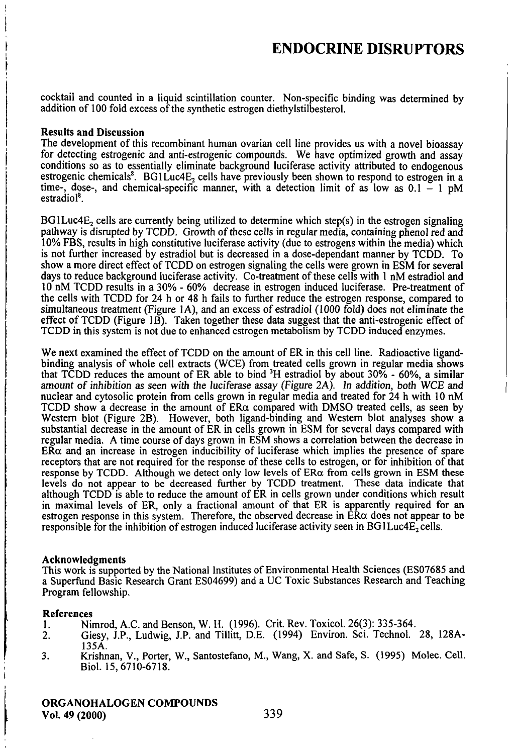cocktail and counted in a liquid scintillation counter. Non-specific binding was determined by addition of 100 fold excess of the synthetic estrogen diethylstilbesterol.

**Results and Discussion**

The development of this recombinant human ovarian cell line provides us with a novel bioassay for detecting estrogenic and anti-estrogenic compounds. We have optimized growth and assay conditions so as to essentially eliminate background luciferase activity attributed to endogenous estrogenic chemicals[8]. BG1Luc4E$_2$ cells have previously been shown to respond to estrogen in a time-, dose-, and chemical-specific manner, with a detection limit of as low as 0.1 – 1 pM estradiol[8].

BG1Luc4E$_2$ cells are currently being utilized to determine which step(s) in the estrogen signaling pathway is disrupted by TCDD. Growth of these cells in regular media, containing phenol red and 10% FBS, results in high constitutive luciferase activity (due to estrogens within the media) which is not further increased by estradiol but is decreased in a dose-dependant manner by TCDD. To show a more direct effect of TCDD on estrogen signaling the cells were grown in ESM for several days to reduce background luciferase activity. Co-treatment of these cells with 1 nM estradiol and 10 nM TCDD results in a 30% - 60% decrease in estrogen induced luciferase. Pre-treatment of the cells with TCDD for 24 h or 48 h fails to further reduce the estrogen response, compared to simultaneous treatment (Figure 1A), and an excess of estradiol (1000 fold) does not eliminate the effect of TCDD (Figure 1B). Taken together these data suggest that the anti-estrogenic effect of TCDD in this system is not due to enhanced estrogen metabolism by TCDD induced enzymes.

We next examined the effect of TCDD on the amount of ER in this cell line. Radioactive ligand-binding analysis of whole cell extracts (WCE) from treated cells grown in regular media shows that TCDD reduces the amount of ER able to bind $^3$H estradiol by about 30% - 60%, a similar amount of inhibition as seen with the luciferase assay (Figure 2A). In addition, both WCE and nuclear and cytosolic protein from cells grown in regular media and treated for 24 h with 10 nM TCDD show a decrease in the amount of ER$\alpha$ compared with DMSO treated cells, as seen by Western blot (Figure 2B). However, both ligand-binding and Western blot analyses show a substantial decrease in the amount of ER in cells grown in ESM for several days compared with regular media. A time course of days grown in ESM shows a correlation between the decrease in ER$\alpha$ and an increase in estrogen inducibility of luciferase which implies the presence of spare receptors that are not required for the response of these cells to estrogen, or for inhibition of that response by TCDD. Although we detect only low levels of ER$\alpha$ from cells grown in ESM these levels do not appear to be decreased further by TCDD treatment. These data indicate that although TCDD is able to reduce the amount of ER in cells grown under conditions which result in maximal levels of ER, only a fractional amount of that ER is apparently required for an estrogen response in this system. Therefore, the observed decrease in ER$\alpha$ does not appear to be responsible for the inhibition of estrogen induced luciferase activity seen in BG1Luc4E$_2$ cells.

**Acknowledgments**

This work is supported by the National Institutes of Environmental Health Sciences (ES07685 and a Superfund Basic Research Grant ES04699) and a UC Toxic Substances Research and Teaching Program fellowship.

**References**

1. Nimrod, A.C. and Benson, W. H. (1996). Crit. Rev. Toxicol. 26(3): 335-364.
2. Giesy, J.P., Ludwig, J.P. and Tillitt, D.E. (1994) Environ. Sci. Technol. 28, 128A-135A.
3. Krishnan, V., Porter, W., Santostefano, M., Wang, X. and Safe, S. (1995) Molec. Cell. Biol. 15, 6710-6718.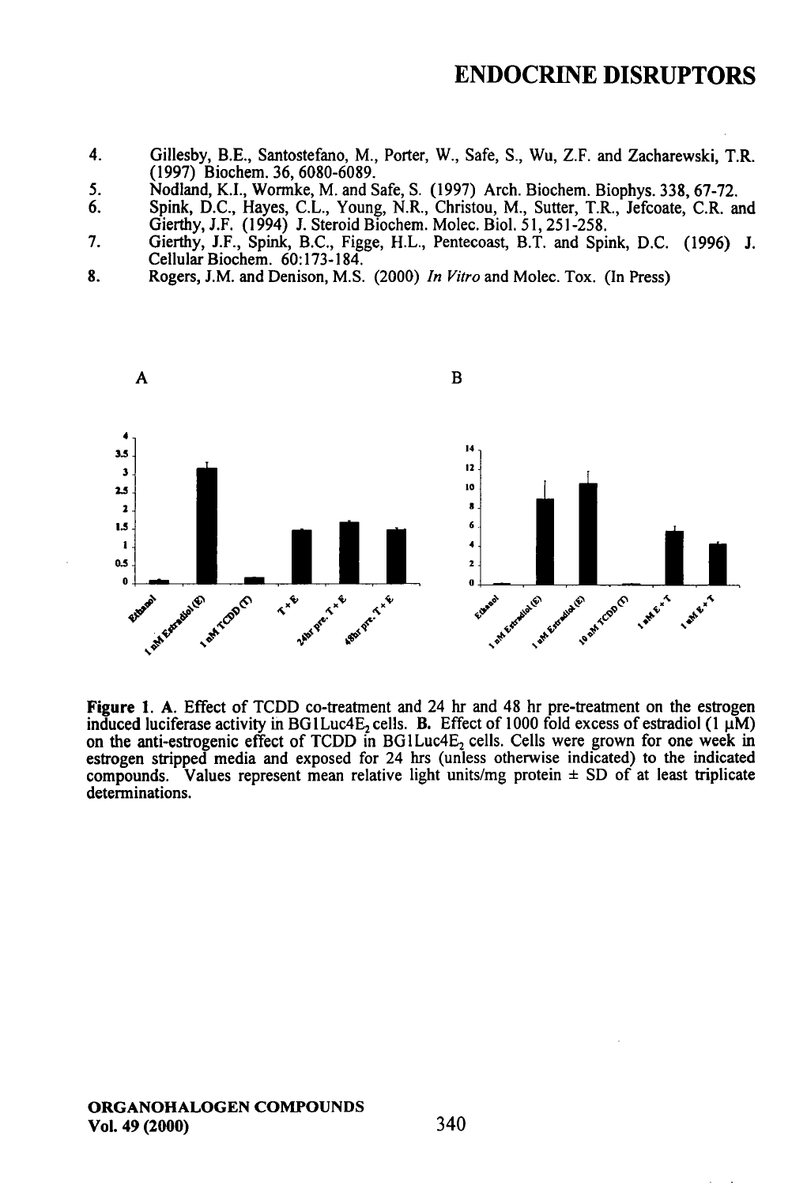4. Gillesby, B.E., Santostefano, M., Porter, W., Safe, S., Wu, Z.F. and Zacharewski, T.R. (1997) Biochem. 36, 6080-6089.
5. Nodland, K.I., Wormke, M. and Safe, S. (1997) Arch. Biochem. Biophys. 338, 67-72.
6. Spink, D.C., Hayes, C.L., Young, N.R., Christou, M., Sutter, T.R., Jefcoate, C.R. and Gierthy, J.F. (1994) J. Steroid Biochem. Molec. Biol. 51, 251-258.
7. Gierthy, J.F., Spink, B.C., Figge, H.L., Pentecoast, B.T. and Spink, D.C. (1996) J. Cellular Biochem. 60:173-184.
8. Rogers, J.M. and Denison, M.S. (2000) *In Vitro* and Molec. Tox. (In Press)

**Figure 1. A.** Effect of TCDD co-treatment and 24 hr and 48 hr pre-treatment on the estrogen induced luciferase activity in BG1Luc4$E_2$ cells. **B.** Effect of 1000 fold excess of estradiol (1 μM) on the anti-estrogenic effect of TCDD in BG1Luc4$E_2$ cells. Cells were grown for one week in estrogen stripped media and exposed for 24 hrs (unless otherwise indicated) to the indicated compounds. Values represent mean relative light units/mg protein ± SD of at least triplicate determinations.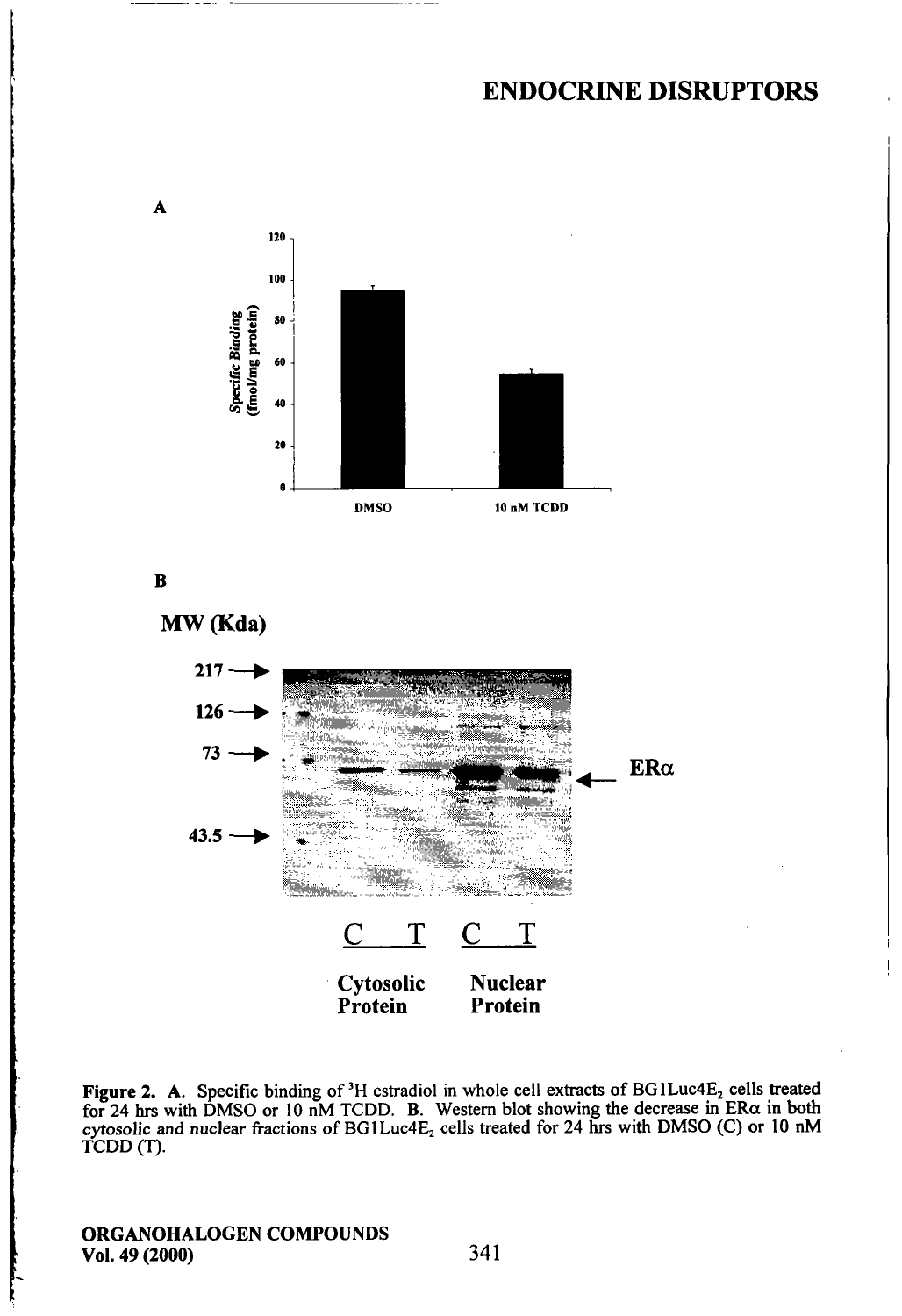A

120

100

80

60

40

20

0

Specific Binding (fmol/mg protein)

DMSO

10 nM TCDD

B

MW (Kda)

217

126

73

43.5

ERα

C T C T

Cytosolic Protein

Nuclear Protein

**Figure 2.** **A.** Specific binding of $^3H$ estradiol in whole cell extracts of $BG1Luc4E_2$ cells treated for 24 hrs with DMSO or 10 nM TCDD. **B.** Western blot showing the decrease in ERα in both cytosolic and nuclear fractions of $BG1Luc4E_2$ cells treated for 24 hrs with DMSO (C) or 10 nM TCDD (T).